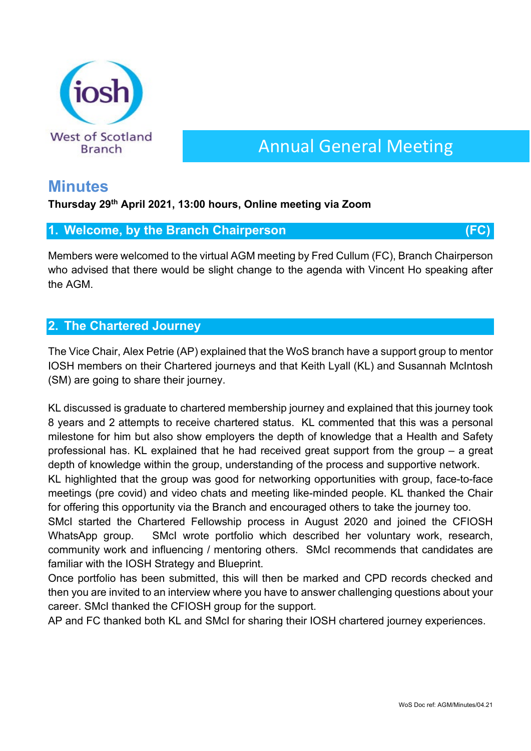iosh West of Scotland Branch

# Annual General Meeting

## Minutes

**Thursday 29th April 2021, 13:00 hours, Online meeting via Zoom**

### 1. Welcome, by the Branch Chairperson (FC)

Members were welcomed to the virtual AGM meeting by Fred Cullum (FC), Branch Chairperson who advised that there would be slight change to the agenda with Vincent Ho speaking after the AGM.

### 2. The Chartered Journey

The Vice Chair, Alex Petrie (AP) explained that the WoS branch have a support group to mentor IOSH members on their Chartered journeys and that Keith Lyall (KL) and Susannah McIntosh (SM) are going to share their journey.

KL discussed is graduate to chartered membership journey and explained that this journey took 8 years and 2 attempts to receive chartered status. KL commented that this was a personal milestone for him but also show employers the depth of knowledge that a Health and Safety professional has. KL explained that he had received great support from the group – a great depth of knowledge within the group, understanding of the process and supportive network.
KL highlighted that the group was good for networking opportunities with group, face-to-face meetings (pre covid) and video chats and meeting like-minded people. KL thanked the Chair for offering this opportunity via the Branch and encouraged others to take the journey too.
SMcI started the Chartered Fellowship process in August 2020 and joined the CFIOSH WhatsApp group. SMcI wrote portfolio which described her voluntary work, research, community work and influencing / mentoring others. SMcI recommends that candidates are familiar with the IOSH Strategy and Blueprint.
Once portfolio has been submitted, this will then be marked and CPD records checked and then you are invited to an interview where you have to answer challenging questions about your career. SMcI thanked the CFIOSH group for the support.
AP and FC thanked both KL and SMcI for sharing their IOSH chartered journey experiences.

WoS Doc ref: AGM/Minutes/04.21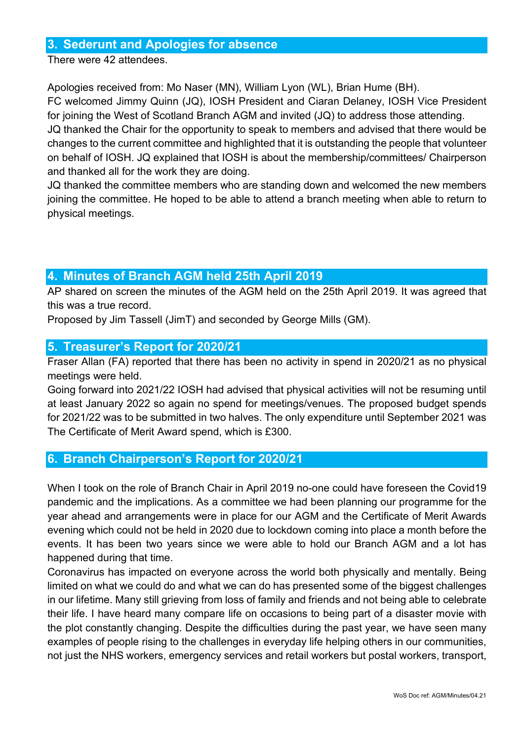## 3. Sederunt and Apologies for absence

There were 42 attendees.

Apologies received from: Mo Naser (MN), William Lyon (WL), Brian Hume (BH).
FC welcomed Jimmy Quinn (JQ), IOSH President and Ciaran Delaney, IOSH Vice President for joining the West of Scotland Branch AGM and invited (JQ) to address those attending.
JQ thanked the Chair for the opportunity to speak to members and advised that there would be changes to the current committee and highlighted that it is outstanding the people that volunteer on behalf of IOSH. JQ explained that IOSH is about the membership/committees/ Chairperson and thanked all for the work they are doing.
JQ thanked the committee members who are standing down and welcomed the new members joining the committee. He hoped to be able to attend a branch meeting when able to return to physical meetings.

## 4. Minutes of Branch AGM held 25th April 2019

AP shared on screen the minutes of the AGM held on the 25th April 2019. It was agreed that this was a true record.
Proposed by Jim Tassell (JimT) and seconded by George Mills (GM).

## 5. Treasurer's Report for 2020/21

Fraser Allan (FA) reported that there has been no activity in spend in 2020/21 as no physical meetings were held.
Going forward into 2021/22 IOSH had advised that physical activities will not be resuming until at least January 2022 so again no spend for meetings/venues. The proposed budget spends for 2021/22 was to be submitted in two halves. The only expenditure until September 2021 was The Certificate of Merit Award spend, which is £300.

## 6. Branch Chairperson's Report for 2020/21

When I took on the role of Branch Chair in April 2019 no-one could have foreseen the Covid19 pandemic and the implications. As a committee we had been planning our programme for the year ahead and arrangements were in place for our AGM and the Certificate of Merit Awards evening which could not be held in 2020 due to lockdown coming into place a month before the events. It has been two years since we were able to hold our Branch AGM and a lot has happened during that time.
Coronavirus has impacted on everyone across the world both physically and mentally. Being limited on what we could do and what we can do has presented some of the biggest challenges in our lifetime. Many still grieving from loss of family and friends and not being able to celebrate their life. I have heard many compare life on occasions to being part of a disaster movie with the plot constantly changing. Despite the difficulties during the past year, we have seen many examples of people rising to the challenges in everyday life helping others in our communities, not just the NHS workers, emergency services and retail workers but postal workers, transport,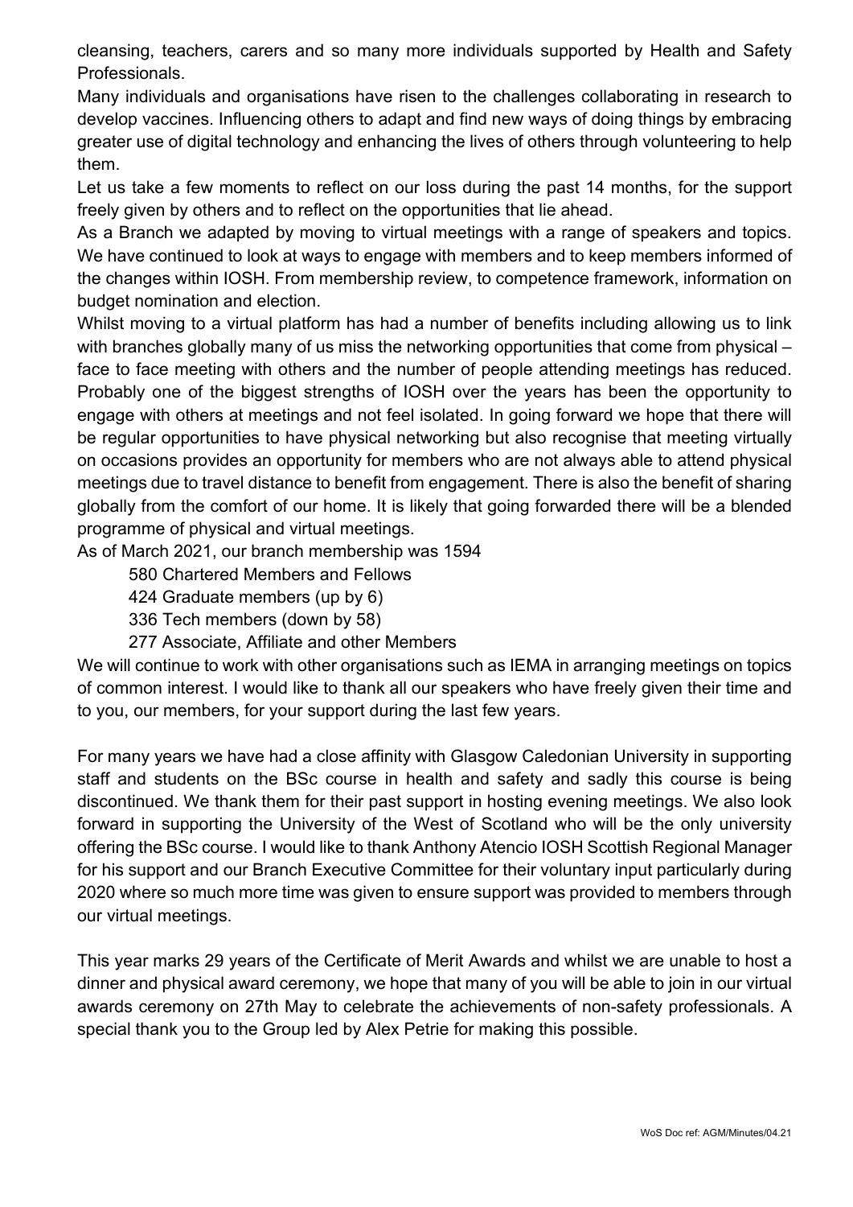cleansing, teachers, carers and so many more individuals supported by Health and Safety Professionals.

Many individuals and organisations have risen to the challenges collaborating in research to develop vaccines. Influencing others to adapt and find new ways of doing things by embracing greater use of digital technology and enhancing the lives of others through volunteering to help them.

Let us take a few moments to reflect on our loss during the past 14 months, for the support freely given by others and to reflect on the opportunities that lie ahead.

As a Branch we adapted by moving to virtual meetings with a range of speakers and topics. We have continued to look at ways to engage with members and to keep members informed of the changes within IOSH. From membership review, to competence framework, information on budget nomination and election.

Whilst moving to a virtual platform has had a number of benefits including allowing us to link with branches globally many of us miss the networking opportunities that come from physical – face to face meeting with others and the number of people attending meetings has reduced. Probably one of the biggest strengths of IOSH over the years has been the opportunity to engage with others at meetings and not feel isolated. In going forward we hope that there will be regular opportunities to have physical networking but also recognise that meeting virtually on occasions provides an opportunity for members who are not always able to attend physical meetings due to travel distance to benefit from engagement. There is also the benefit of sharing globally from the comfort of our home. It is likely that going forwarded there will be a blended programme of physical and virtual meetings.

As of March 2021, our branch membership was 1594

- 580 Chartered Members and Fellows
- 424 Graduate members (up by 6)
- 336 Tech members (down by 58)
- 277 Associate, Affiliate and other Members

We will continue to work with other organisations such as IEMA in arranging meetings on topics of common interest. I would like to thank all our speakers who have freely given their time and to you, our members, for your support during the last few years.

For many years we have had a close affinity with Glasgow Caledonian University in supporting staff and students on the BSc course in health and safety and sadly this course is being discontinued. We thank them for their past support in hosting evening meetings. We also look forward in supporting the University of the West of Scotland who will be the only university offering the BSc course. I would like to thank Anthony Atencio IOSH Scottish Regional Manager for his support and our Branch Executive Committee for their voluntary input particularly during 2020 where so much more time was given to ensure support was provided to members through our virtual meetings.

This year marks 29 years of the Certificate of Merit Awards and whilst we are unable to host a dinner and physical award ceremony, we hope that many of you will be able to join in our virtual awards ceremony on 27th May to celebrate the achievements of non-safety professionals. A special thank you to the Group led by Alex Petrie for making this possible.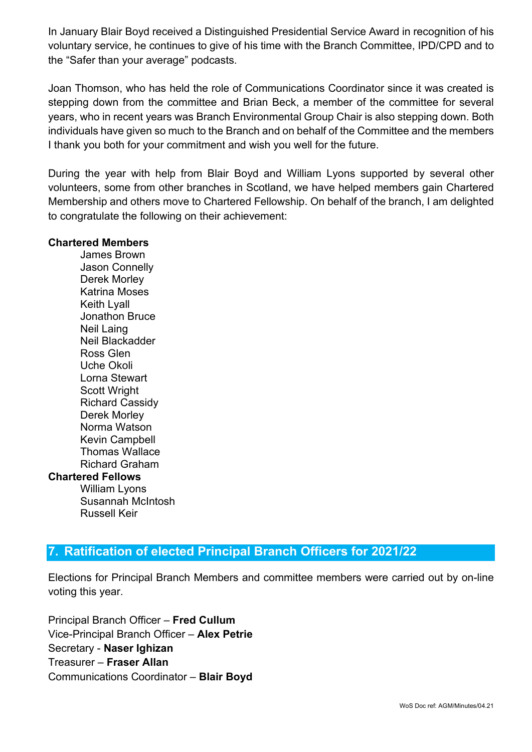In January Blair Boyd received a Distinguished Presidential Service Award in recognition of his voluntary service, he continues to give of his time with the Branch Committee, IPD/CPD and to the “Safer than your average” podcasts.

Joan Thomson, who has held the role of Communications Coordinator since it was created is stepping down from the committee and Brian Beck, a member of the committee for several years, who in recent years was Branch Environmental Group Chair is also stepping down. Both individuals have given so much to the Branch and on behalf of the Committee and the members I thank you both for your commitment and wish you well for the future.

During the year with help from Blair Boyd and William Lyons supported by several other volunteers, some from other branches in Scotland, we have helped members gain Chartered Membership and others move to Chartered Fellowship. On behalf of the branch, I am delighted to congratulate the following on their achievement:

**Chartered Members**

- James Brown
- Jason Connelly
- Derek Morley
- Katrina Moses
- Keith Lyall
- Jonathon Bruce
- Neil Laing
- Neil Blackadder
- Ross Glen
- Uche Okoli
- Lorna Stewart
- Scott Wright
- Richard Cassidy
- Derek Morley
- Norma Watson
- Kevin Campbell
- Thomas Wallace
- Richard Graham

**Chartered Fellows**

- William Lyons
- Susannah McIntosh
- Russell Keir

## 7. Ratification of elected Principal Branch Officers for 2021/22

Elections for Principal Branch Members and committee members were carried out by on-line voting this year.

Principal Branch Officer – **Fred Cullum**
Vice-Principal Branch Officer – **Alex Petrie**
Secretary - **Naser Ighizan**
Treasurer – **Fraser Allan**
Communications Coordinator – **Blair Boyd**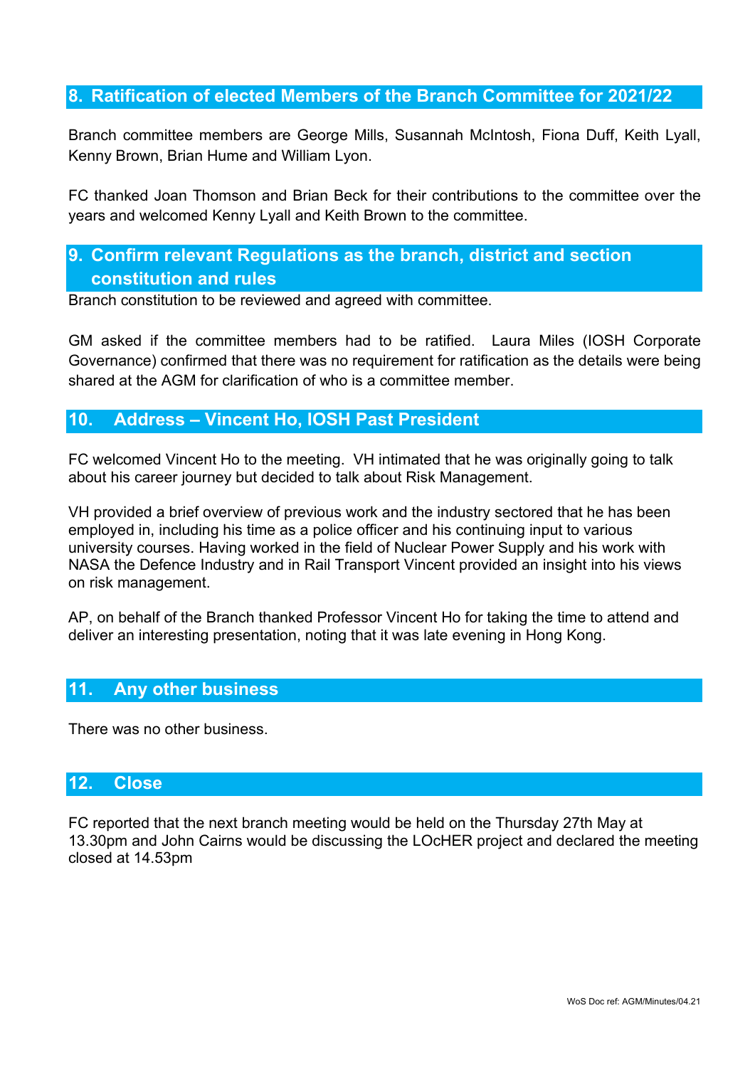## 8. Ratification of elected Members of the Branch Committee for 2021/22

Branch committee members are George Mills, Susannah McIntosh, Fiona Duff, Keith Lyall, Kenny Brown, Brian Hume and William Lyon.

FC thanked Joan Thomson and Brian Beck for their contributions to the committee over the years and welcomed Kenny Lyall and Keith Brown to the committee.

## 9. Confirm relevant Regulations as the branch, district and section constitution and rules

Branch constitution to be reviewed and agreed with committee.

GM asked if the committee members had to be ratified. Laura Miles (IOSH Corporate Governance) confirmed that there was no requirement for ratification as the details were being shared at the AGM for clarification of who is a committee member.

## 10. Address – Vincent Ho, IOSH Past President

FC welcomed Vincent Ho to the meeting. VH intimated that he was originally going to talk about his career journey but decided to talk about Risk Management.

VH provided a brief overview of previous work and the industry sectored that he has been employed in, including his time as a police officer and his continuing input to various university courses. Having worked in the field of Nuclear Power Supply and his work with NASA the Defence Industry and in Rail Transport Vincent provided an insight into his views on risk management.

AP, on behalf of the Branch thanked Professor Vincent Ho for taking the time to attend and deliver an interesting presentation, noting that it was late evening in Hong Kong.

## 11. Any other business

There was no other business.

## 12. Close

FC reported that the next branch meeting would be held on the Thursday 27th May at 13.30pm and John Cairns would be discussing the LOcHER project and declared the meeting closed at 14.53pm

WoS Doc ref: AGM/Minutes/04.21